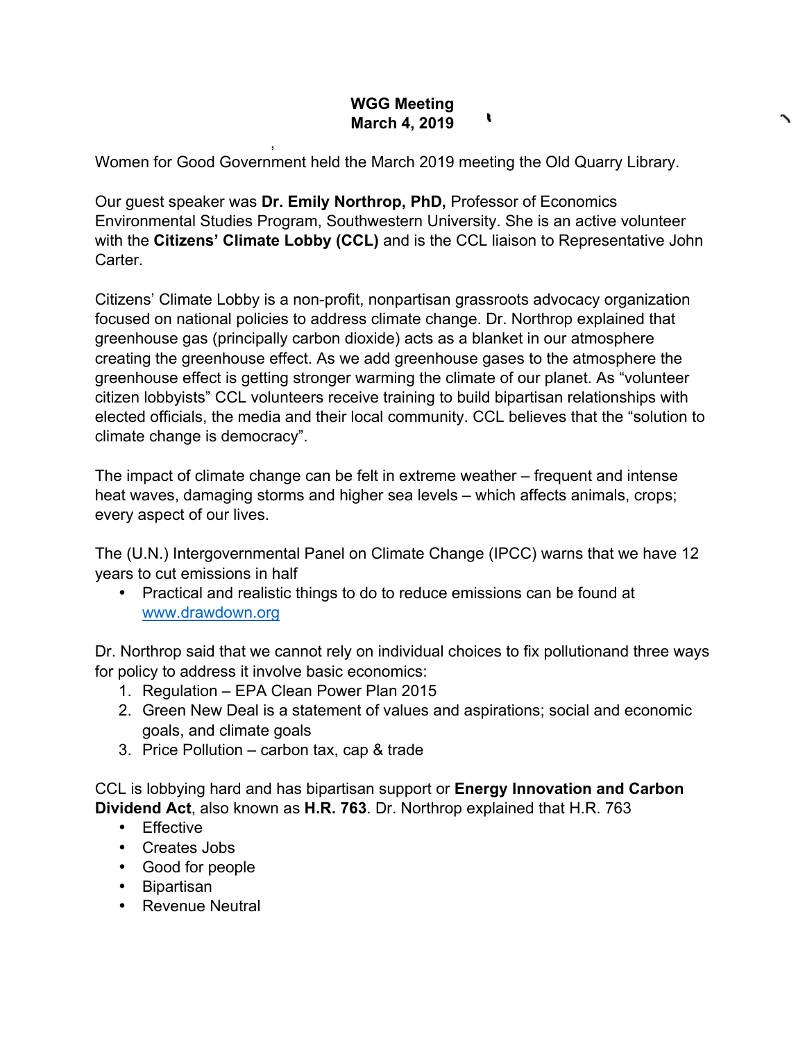**WGG Meeting**
**March 4, 2019**

Women for Good Government held the March 2019 meeting the Old Quarry Library.

Our guest speaker was **Dr. Emily Northrop, PhD,** Professor of Economics Environmental Studies Program, Southwestern University. She is an active volunteer with the **Citizens' Climate Lobby (CCL)** and is the CCL liaison to Representative John Carter.

Citizens' Climate Lobby is a non-profit, nonpartisan grassroots advocacy organization focused on national policies to address climate change. Dr. Northrop explained that greenhouse gas (principally carbon dioxide) acts as a blanket in our atmosphere creating the greenhouse effect. As we add greenhouse gases to the atmosphere the greenhouse effect is getting stronger warming the climate of our planet. As "volunteer citizen lobbyists" CCL volunteers receive training to build bipartisan relationships with elected officials, the media and their local community. CCL believes that the "solution to climate change is democracy".

The impact of climate change can be felt in extreme weather – frequent and intense heat waves, damaging storms and higher sea levels – which affects animals, crops; every aspect of our lives.

The (U.N.) Intergovernmental Panel on Climate Change (IPCC) warns that we have 12 years to cut emissions in half

- Practical and realistic things to do to reduce emissions can be found at [www.drawdown.org](http://www.drawdown.org)

Dr. Northrop said that we cannot rely on individual choices to fix pollutionand three ways for policy to address it involve basic economics:

1. Regulation – EPA Clean Power Plan 2015
2. Green New Deal is a statement of values and aspirations; social and economic goals, and climate goals
3. Price Pollution – carbon tax, cap & trade

CCL is lobbying hard and has bipartisan support or **Energy Innovation and Carbon Dividend Act**, also known as **H.R. 763**. Dr. Northrop explained that H.R. 763

- Effective
- Creates Jobs
- Good for people
- Bipartisan
- Revenue Neutral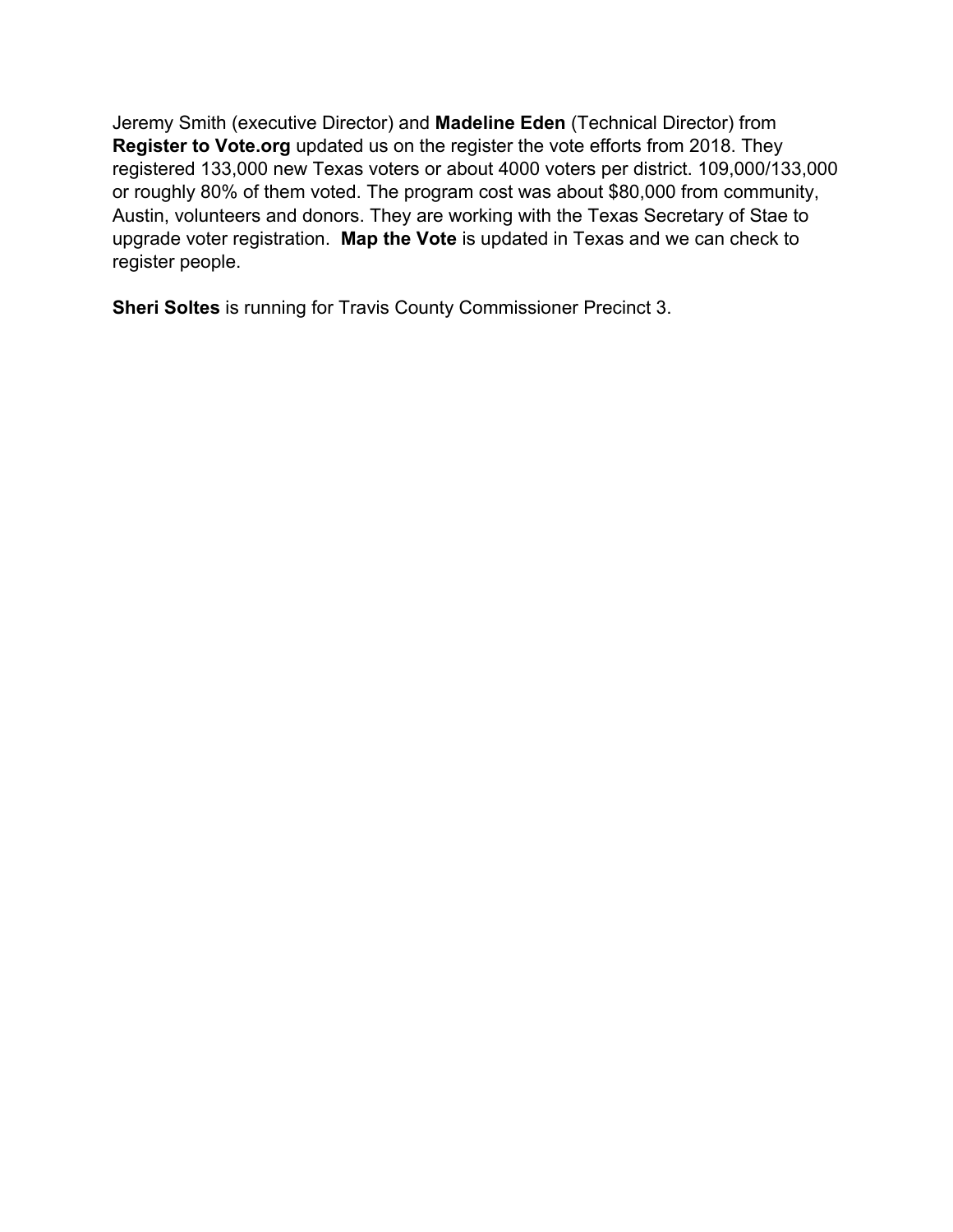Jeremy Smith (executive Director) and **Madeline Eden** (Technical Director) from **Register to Vote.org** updated us on the register the vote efforts from 2018. They registered 133,000 new Texas voters or about 4000 voters per district. 109,000/133,000 or roughly 80% of them voted. The program cost was about $80,000 from community, Austin, volunteers and donors. They are working with the Texas Secretary of Stae to upgrade voter registration. **Map the Vote** is updated in Texas and we can check to register people.

**Sheri Soltes** is running for Travis County Commissioner Precinct 3.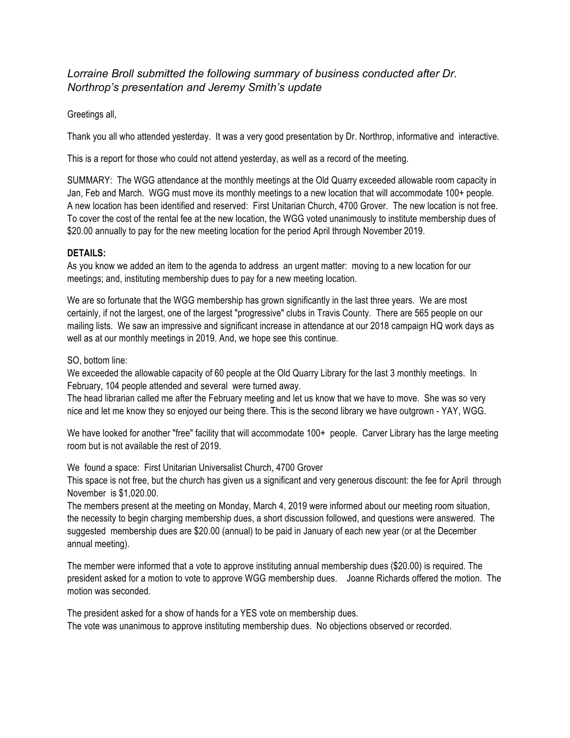*Lorraine Broll submitted the following summary of business conducted after Dr. Northrop's presentation and Jeremy Smith's update*

Greetings all,

Thank you all who attended yesterday. It was a very good presentation by Dr. Northrop, informative and interactive.

This is a report for those who could not attend yesterday, as well as a record of the meeting.

SUMMARY: The WGG attendance at the monthly meetings at the Old Quarry exceeded allowable room capacity in Jan, Feb and March. WGG must move its monthly meetings to a new location that will accommodate 100+ people. A new location has been identified and reserved: First Unitarian Church, 4700 Grover. The new location is not free. To cover the cost of the rental fee at the new location, the WGG voted unanimously to institute membership dues of $20.00 annually to pay for the new meeting location for the period April through November 2019.

**DETAILS:**

As you know we added an item to the agenda to address an urgent matter: moving to a new location for our meetings; and, instituting membership dues to pay for a new meeting location.

We are so fortunate that the WGG membership has grown significantly in the last three years. We are most certainly, if not the largest, one of the largest "progressive" clubs in Travis County. There are 565 people on our mailing lists. We saw an impressive and significant increase in attendance at our 2018 campaign HQ work days as well as at our monthly meetings in 2019. And, we hope see this continue.

SO, bottom line:
We exceeded the allowable capacity of 60 people at the Old Quarry Library for the last 3 monthly meetings. In February, 104 people attended and several were turned away.
The head librarian called me after the February meeting and let us know that we have to move. She was so very nice and let me know they so enjoyed our being there. This is the second library we have outgrown - YAY, WGG.

We have looked for another "free" facility that will accommodate 100+ people. Carver Library has the large meeting room but is not available the rest of 2019.

We found a space: First Unitarian Universalist Church, 4700 Grover
This space is not free, but the church has given us a significant and very generous discount: the fee for April through November is $1,020.00.
The members present at the meeting on Monday, March 4, 2019 were informed about our meeting room situation, the necessity to begin charging membership dues, a short discussion followed, and questions were answered. The suggested membership dues are $20.00 (annual) to be paid in January of each new year (or at the December annual meeting).

The member were informed that a vote to approve instituting annual membership dues ($20.00) is required. The president asked for a motion to vote to approve WGG membership dues. Joanne Richards offered the motion. The motion was seconded.

The president asked for a show of hands for a YES vote on membership dues.
The vote was unanimous to approve instituting membership dues. No objections observed or recorded.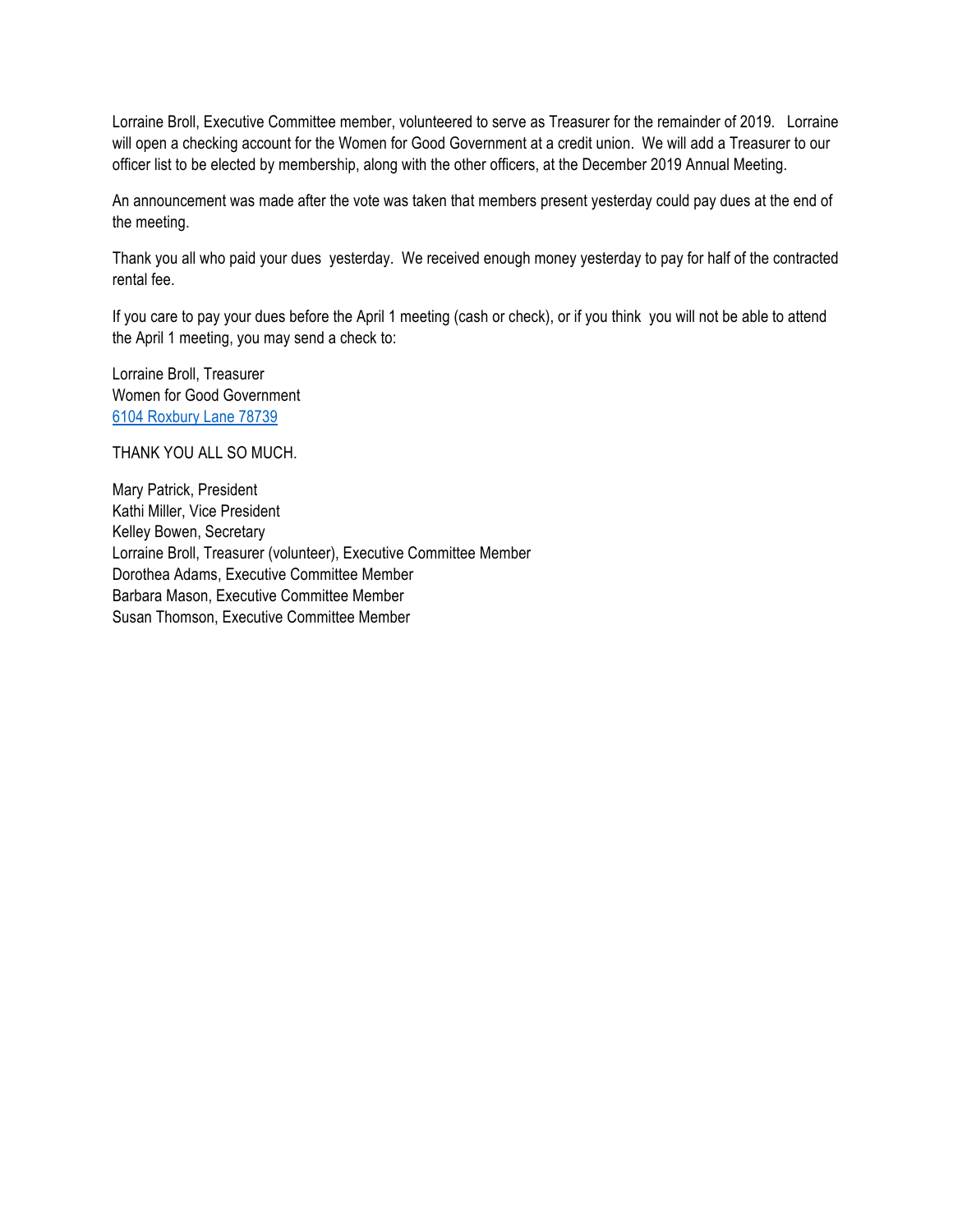Lorraine Broll, Executive Committee member, volunteered to serve as Treasurer for the remainder of 2019. Lorraine will open a checking account for the Women for Good Government at a credit union. We will add a Treasurer to our officer list to be elected by membership, along with the other officers, at the December 2019 Annual Meeting.

An announcement was made after the vote was taken that members present yesterday could pay dues at the end of the meeting.

Thank you all who paid your dues yesterday. We received enough money yesterday to pay for half of the contracted rental fee.

If you care to pay your dues before the April 1 meeting (cash or check), or if you think you will not be able to attend the April 1 meeting, you may send a check to:

Lorraine Broll, Treasurer
Women for Good Government
6104 Roxbury Lane 78739

THANK YOU ALL SO MUCH.

Mary Patrick, President
Kathi Miller, Vice President
Kelley Bowen, Secretary
Lorraine Broll, Treasurer (volunteer), Executive Committee Member
Dorothea Adams, Executive Committee Member
Barbara Mason, Executive Committee Member
Susan Thomson, Executive Committee Member